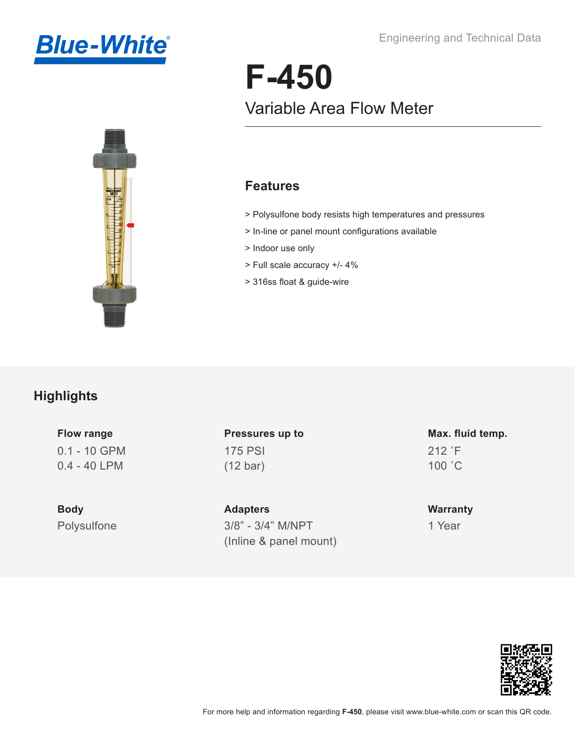Blue-White®

Engineering and Technical Data

# F-450

## Variable Area Flow Meter

### Features

> Polysulfone body resists high temperatures and pressures

> In-line or panel mount configurations available

> Indoor use only

> Full scale accuracy +/- 4%

> 316ss float & guide-wire

## Highlights

**Flow range**
0.1 - 10 GPM
0.4 - 40 LPM

**Pressures up to**
175 PSI
(12 bar)

**Max. fluid temp.**
212 ˚F
100 ˚C

**Body**
Polysulfone

**Adapters**
3/8” - 3/4” M/NPT
(Inline & panel mount)

**Warranty**
1 Year

For more help and information regarding **F-450**, please visit www.blue-white.com or scan this QR code.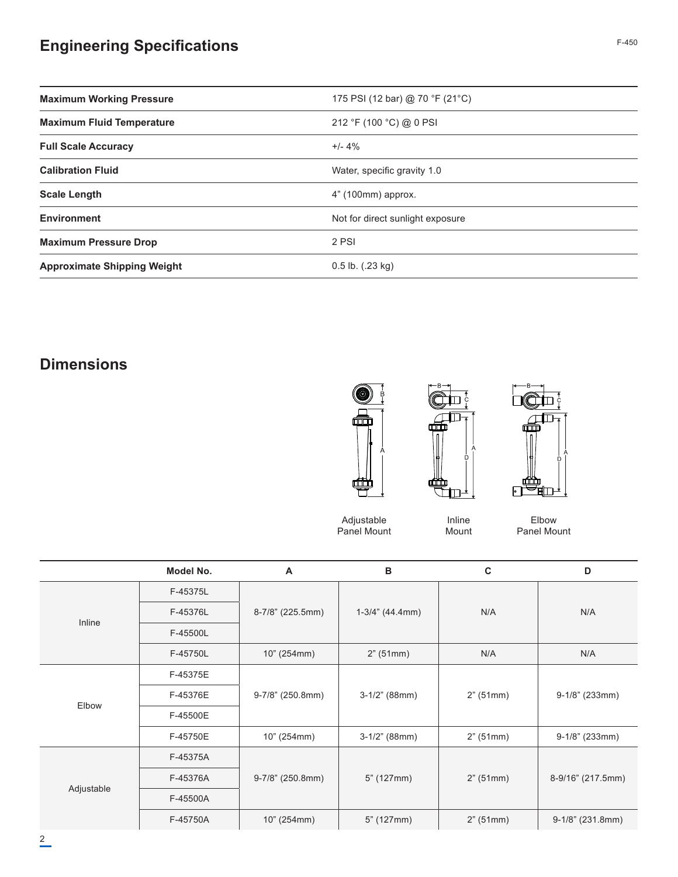## Engineering Specifications

| | |
|---|---|
| **Maximum Working Pressure** | 175 PSI (12 bar) @ 70 °F (21°C) |
| **Maximum Fluid Temperature** | 212 °F (100 °C) @ 0 PSI |
| **Full Scale Accuracy** | +/- 4% |
| **Calibration Fluid** | Water, specific gravity 1.0 |
| **Scale Length** | 4” (100mm) approx. |
| **Environment** | Not for direct sunlight exposure |
| **Maximum Pressure Drop** | 2 PSI |
| **Approximate Shipping Weight** | 0.5 lb. (.23 kg) |

## Dimensions

Adjustable Panel Mount

Inline Mount

Elbow Panel Mount

| | Model No. | A | B | C | D |
|---|---|---|---|---|---|
| Inline | F-45375L | 8-7/8” (225.5mm) | 1-3/4” (44.4mm) | N/A | N/A |
| | F-45376L | | | | |
| | F-45500L | | | | |
| | F-45750L | 10” (254mm) | 2” (51mm) | N/A | N/A |
| Elbow | F-45375E | 9-7/8” (250.8mm) | 3-1/2” (88mm) | 2” (51mm) | 9-1/8” (233mm) |
| | F-45376E | | | | |
| | F-45500E | | | | |
| | F-45750E | 10” (254mm) | 3-1/2” (88mm) | 2” (51mm) | 9-1/8” (233mm) |
| Adjustable | F-45375A | 9-7/8” (250.8mm) | 5” (127mm) | 2” (51mm) | 8-9/16” (217.5mm) |
| | F-45376A | | | | |
| | F-45500A | | | | |
| | F-45750A | 10” (254mm) | 5” (127mm) | 2” (51mm) | 9-1/8” (231.8mm) |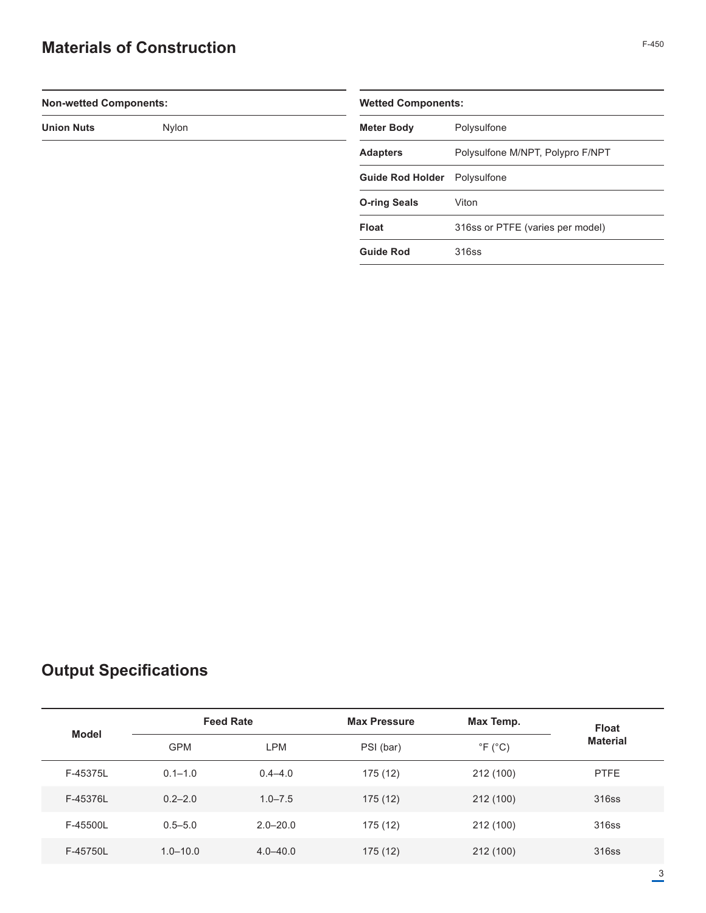## Materials of Construction

| Non-wetted Components: | |
|---|---|
| **Union Nuts** | Nylon |

| Wetted Components: | |
|---|---|
| **Meter Body** | Polysulfone |
| **Adapters** | Polysulfone M/NPT, Polypro F/NPT |
| **Guide Rod Holder** | Polysulfone |
| **O-ring Seals** | Viton |
| **Float** | 316ss or PTFE (varies per model) |
| **Guide Rod** | 316ss |

## Output Specifications

| Model | Feed Rate | | Max Pressure | Max Temp. | Float Material |
|---|---|---|---|---|---|
| | GPM | LPM | PSI (bar) | °F (°C) | |
| F-45375L | 0.1–1.0 | 0.4–4.0 | 175 (12) | 212 (100) | PTFE |
| F-45376L | 0.2–2.0 | 1.0–7.5 | 175 (12) | 212 (100) | 316ss |
| F-45500L | 0.5–5.0 | 2.0–20.0 | 175 (12) | 212 (100) | 316ss |
| F-45750L | 1.0–10.0 | 4.0–40.0 | 175 (12) | 212 (100) | 316ss |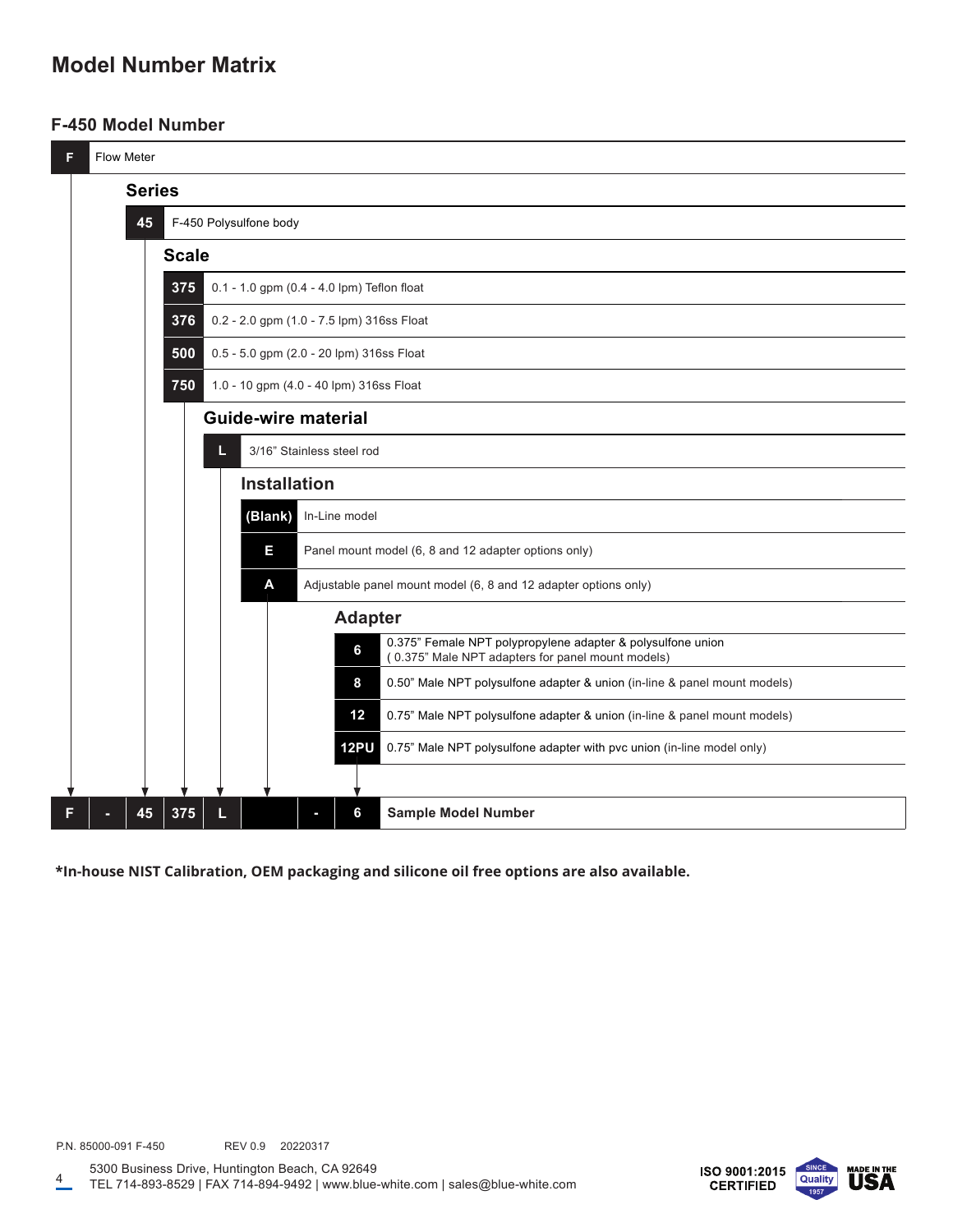# Model Number Matrix

## F-450 Model Number

| | |
|---|---|
| **F** | Flow Meter |

### Series

| | |
|---|---|
| **45** | F-450 Polysulfone body |

### Scale

| | |
|---|---|
| **375** | 0.1 - 1.0 gpm (0.4 - 4.0 lpm) Teflon float |
| **376** | 0.2 - 2.0 gpm (1.0 - 7.5 lpm) 316ss Float |
| **500** | 0.5 - 5.0 gpm (2.0 - 20 lpm) 316ss Float |
| **750** | 1.0 - 10 gpm (4.0 - 40 lpm) 316ss Float |

### Guide-wire material

| | |
|---|---|
| **L** | 3/16" Stainless steel rod |

### Installation

| | |
|---|---|
| **(Blank)** | In-Line model |
| **E** | Panel mount model (6, 8 and 12 adapter options only) |
| **A** | Adjustable panel mount model (6, 8 and 12 adapter options only) |

### Adapter

| | |
|---|---|
| **6** | 0.375" Female NPT polypropylene adapter & polysulfone union ( 0.375" Male NPT adapters for panel mount models) |
| **8** | 0.50" Male NPT polysulfone adapter & union (in-line & panel mount models) |
| **12** | 0.75" Male NPT polysulfone adapter & union (in-line & panel mount models) |
| **12PU** | 0.75" Male NPT polysulfone adapter with pvc union (in-line model only) |

| | | | | | | | | |
|---|---|---|---|---|---|---|---|---|
| **F** | **-** | **45** | **375** | **L** | | **-** | **6** | **Sample Model Number** |

**\*In-house NIST Calibration, OEM packaging and silicone oil free options are also available.**

P.N. 85000-091 F-450 REV 0.9 20220317

5300 Business Drive, Huntington Beach, CA 92649
TEL 714-893-8529 | FAX 714-894-9492 | www.blue-white.com | sales@blue-white.com

ISO 9001:2015 CERTIFIED

SINCE 1957 Quality

MADE IN THE USA